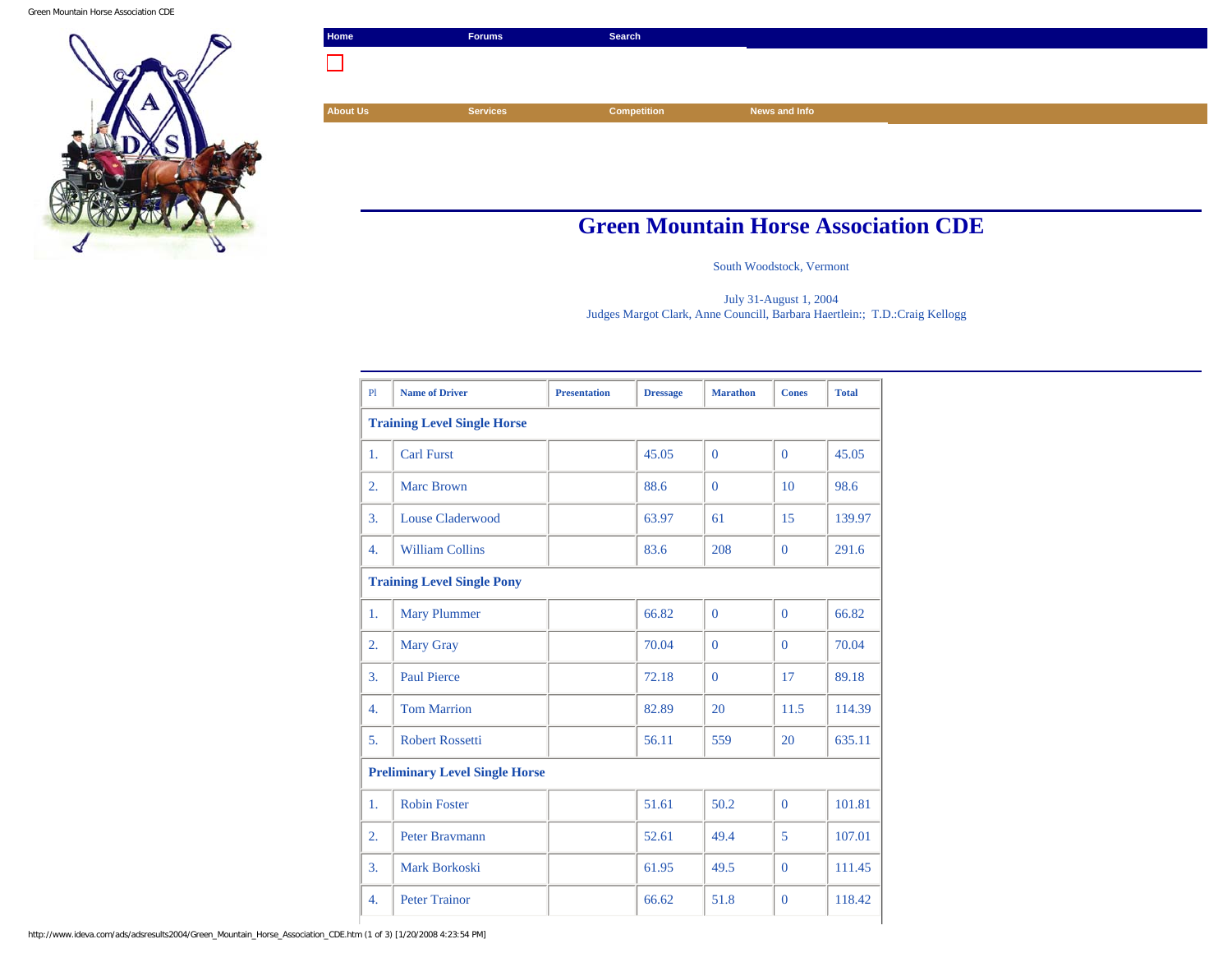Home | Forums | Search

About Us | Services | Competition | News and Info

# Green Mountain Horse Association CDE

South Woodstock, Vermont

July 31-August 1, 2004
Judges Margot Clark, Anne Councill, Barbara Haertlein:; T.D.:Craig Kellogg

| Pl | Name of Driver | Presentation | Dressage | Marathon | Cones | Total |
|---|---|---|---|---|---|---|
| **Training Level Single Horse** | | | | | | |
| 1. | Carl Furst | | 45.05 | 0 | 0 | 45.05 |
| 2. | Marc Brown | | 88.6 | 0 | 10 | 98.6 |
| 3. | Louse Claderwood | | 63.97 | 61 | 15 | 139.97 |
| 4. | William Collins | | 83.6 | 208 | 0 | 291.6 |
| **Training Level Single Pony** | | | | | | |
| 1. | Mary Plummer | | 66.82 | 0 | 0 | 66.82 |
| 2. | Mary Gray | | 70.04 | 0 | 0 | 70.04 |
| 3. | Paul Pierce | | 72.18 | 0 | 17 | 89.18 |
| 4. | Tom Marrion | | 82.89 | 20 | 11.5 | 114.39 |
| 5. | Robert Rossetti | | 56.11 | 559 | 20 | 635.11 |
| **Preliminary Level Single Horse** | | | | | | |
| 1. | Robin Foster | | 51.61 | 50.2 | 0 | 101.81 |
| 2. | Peter Bravmann | | 52.61 | 49.4 | 5 | 107.01 |
| 3. | Mark Borkoski | | 61.95 | 49.5 | 0 | 111.45 |
| 4. | Peter Trainor | | 66.62 | 51.8 | 0 | 118.42 |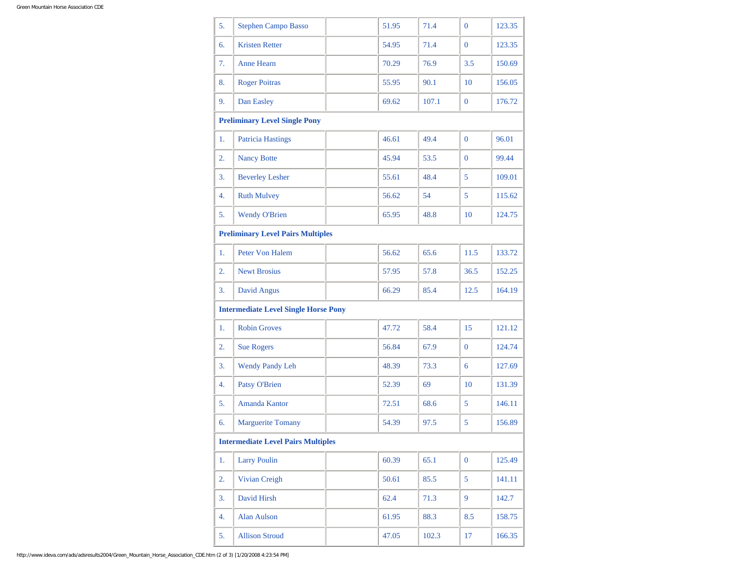| | | | | | | |
|---|---|---|---|---|---|---|
| 5. | Stephen Campo Basso | | 51.95 | 71.4 | 0 | 123.35 |
| 6. | Kristen Retter | | 54.95 | 71.4 | 0 | 123.35 |
| 7. | Anne Hearn | | 70.29 | 76.9 | 3.5 | 150.69 |
| 8. | Roger Poitras | | 55.95 | 90.1 | 10 | 156.05 |
| 9. | Dan Easley | | 69.62 | 107.1 | 0 | 176.72 |
| **Preliminary Level Single Pony** | | | | | | |
| 1. | Patricia Hastings | | 46.61 | 49.4 | 0 | 96.01 |
| 2. | Nancy Botte | | 45.94 | 53.5 | 0 | 99.44 |
| 3. | Beverley Lesher | | 55.61 | 48.4 | 5 | 109.01 |
| 4. | Ruth Mulvey | | 56.62 | 54 | 5 | 115.62 |
| 5. | Wendy O'Brien | | 65.95 | 48.8 | 10 | 124.75 |
| **Preliminary Level Pairs Multiples** | | | | | | |
| 1. | Peter Von Halem | | 56.62 | 65.6 | 11.5 | 133.72 |
| 2. | Newt Brosius | | 57.95 | 57.8 | 36.5 | 152.25 |
| 3. | David Angus | | 66.29 | 85.4 | 12.5 | 164.19 |
| **Intermediate Level Single Horse Pony** | | | | | | |
| 1. | Robin Groves | | 47.72 | 58.4 | 15 | 121.12 |
| 2. | Sue Rogers | | 56.84 | 67.9 | 0 | 124.74 |
| 3. | Wendy Pandy Leh | | 48.39 | 73.3 | 6 | 127.69 |
| 4. | Patsy O'Brien | | 52.39 | 69 | 10 | 131.39 |
| 5. | Amanda Kantor | | 72.51 | 68.6 | 5 | 146.11 |
| 6. | Marguerite Tomany | | 54.39 | 97.5 | 5 | 156.89 |
| **Intermediate Level Pairs Multiples** | | | | | | |
| 1. | Larry Poulin | | 60.39 | 65.1 | 0 | 125.49 |
| 2. | Vivian Creigh | | 50.61 | 85.5 | 5 | 141.11 |
| 3. | David Hirsh | | 62.4 | 71.3 | 9 | 142.7 |
| 4. | Alan Aulson | | 61.95 | 88.3 | 8.5 | 158.75 |
| 5. | Allison Stroud | | 47.05 | 102.3 | 17 | 166.35 |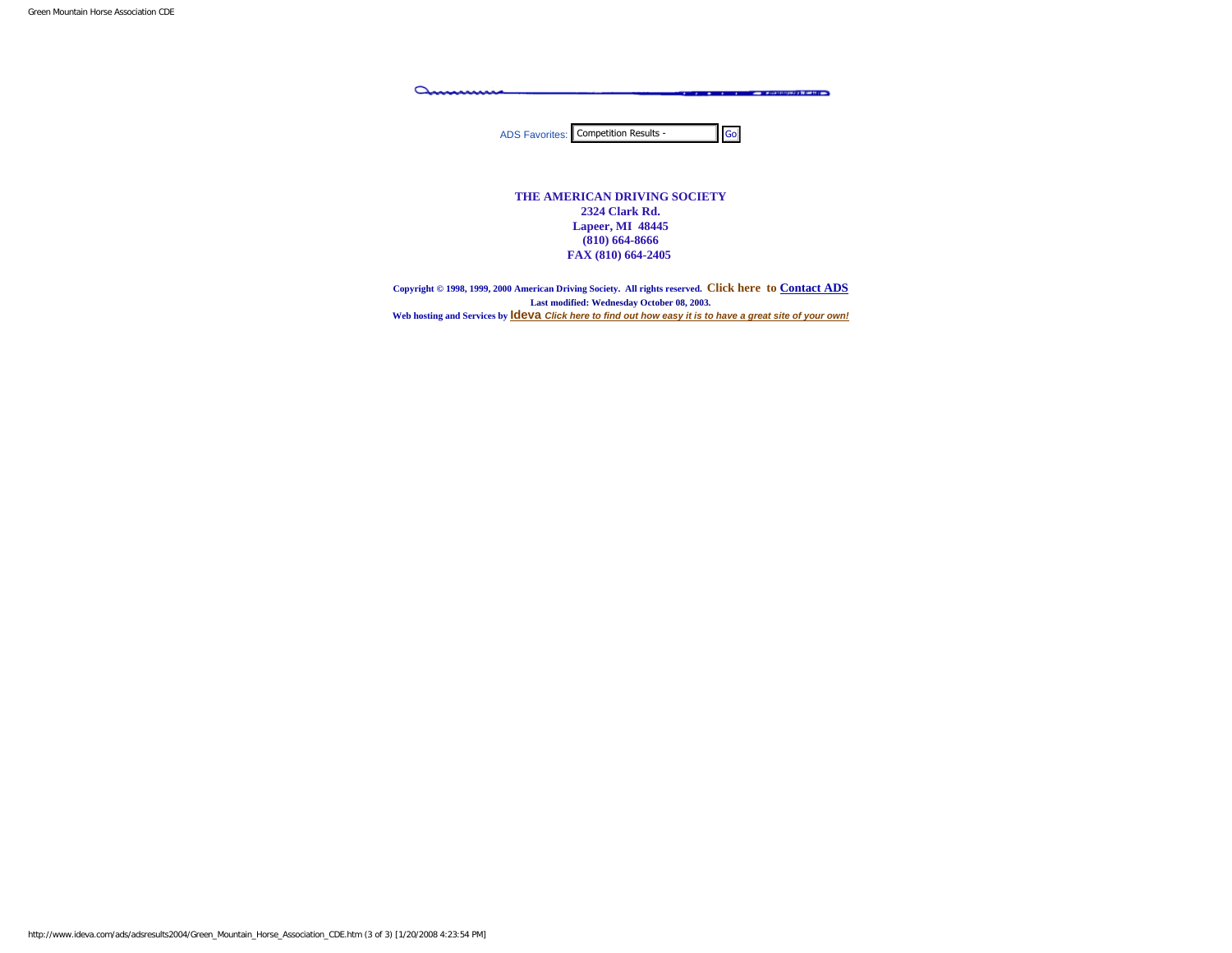ADS Favorites: Competition Results - Go

**THE AMERICAN DRIVING SOCIETY**
**2324 Clark Rd.**
**Lapeer, MI 48445**
**(810) 664-8666**
**FAX (810) 664-2405**

**Copyright © 1998, 1999, 2000 American Driving Society. All rights reserved. Click here to Contact ADS**
**Last modified: Wednesday October 08, 2003.**
**Web hosting and Services by Ideva** ***Click here to find out how easy it is to have a great site of your own!***